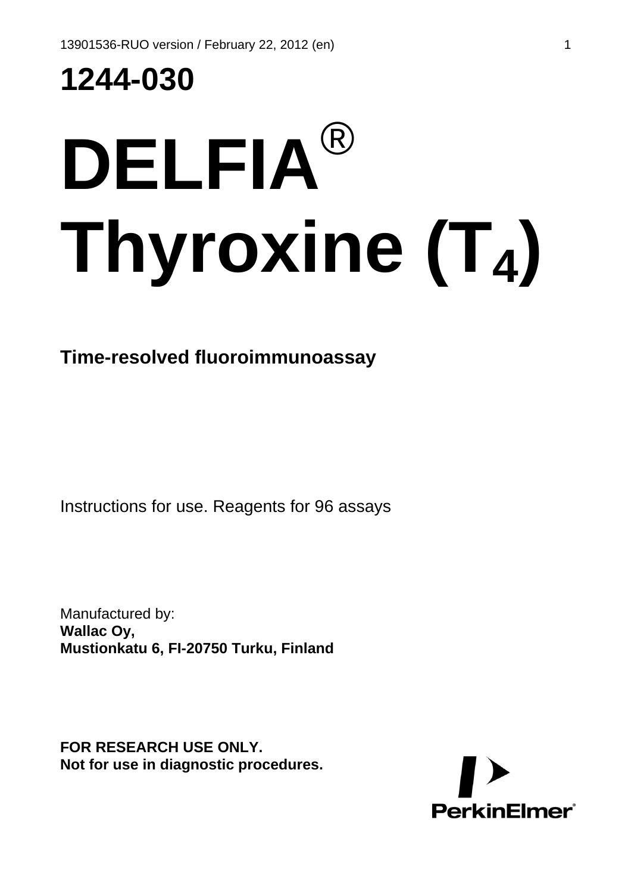# 1244-030

# DELFIA®

# Thyroxine ($T_4$)

**Time-resolved fluoroimmunoassay**

Instructions for use. Reagents for 96 assays

Manufactured by:
**Wallac Oy,**
**Mustionkatu 6, FI-20750 Turku, Finland**

**FOR RESEARCH USE ONLY.**
**Not for use in diagnostic procedures.**

PerkinElmer®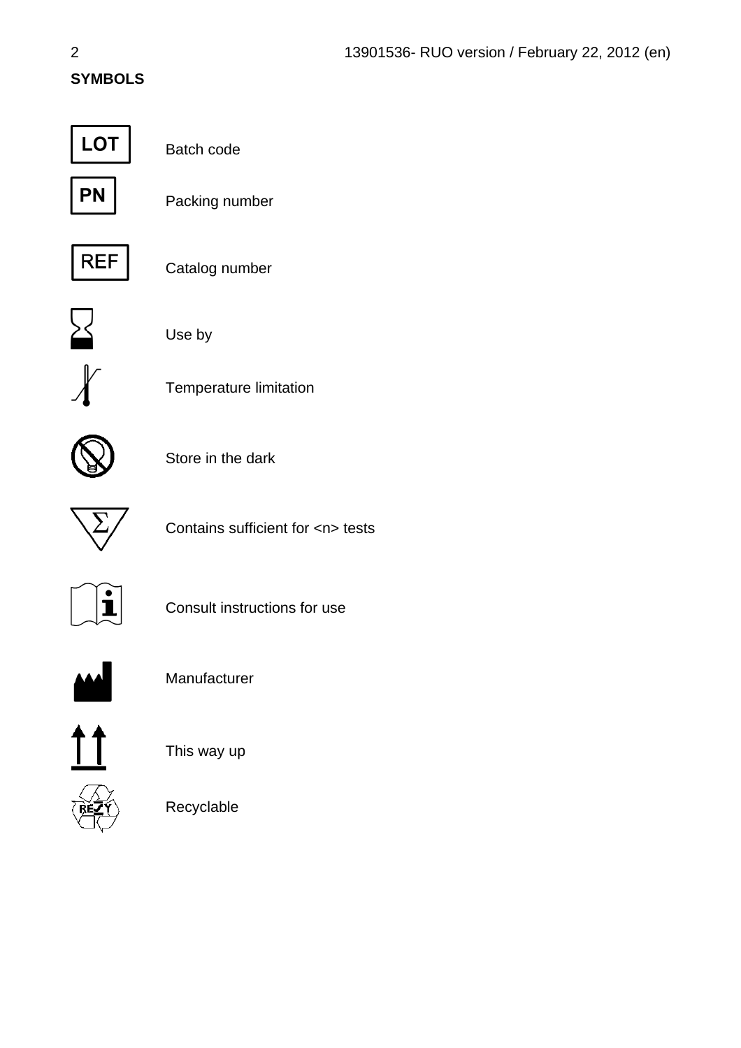**SYMBOLS**

| Symbol | Meaning |
| --- | --- |
| LOT | Batch code |
| PN | Packing number |
| REF | Catalog number |
| | Use by |
| | Temperature limitation |
| | Store in the dark |
| Σ | Contains sufficient for <n> tests |
| | Consult instructions for use |
| | Manufacturer |
| | This way up |
| RESY | Recyclable |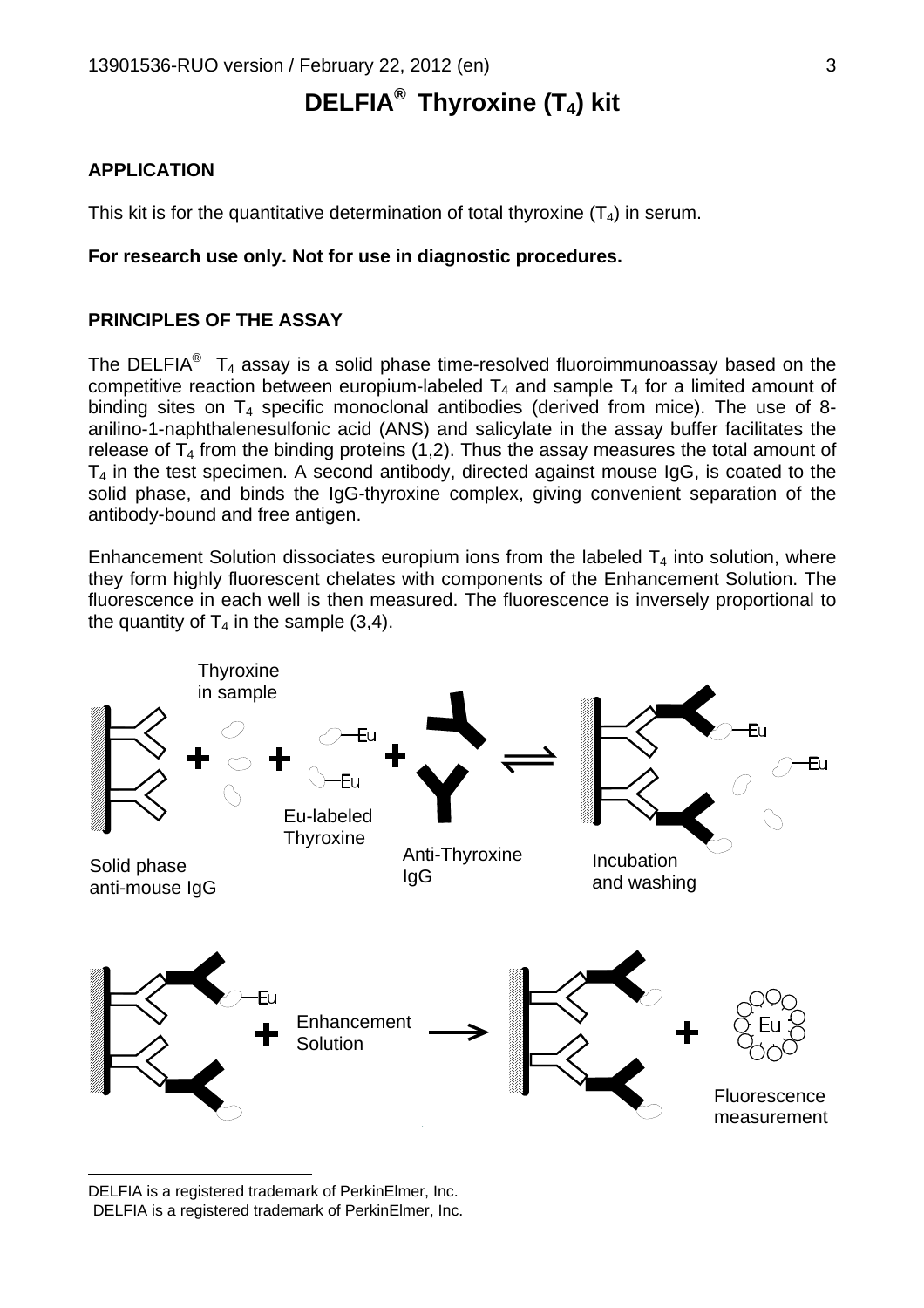# DELFIA® Thyroxine ($T_4$) kit

## APPLICATION

This kit is for the quantitative determination of total thyroxine ($T_4$) in serum.

**For research use only. Not for use in diagnostic procedures.**

## PRINCIPLES OF THE ASSAY

The DELFIA® $T_4$ assay is a solid phase time-resolved fluoroimmunoassay based on the competitive reaction between europium-labeled $T_4$ and sample $T_4$ for a limited amount of binding sites on $T_4$ specific monoclonal antibodies (derived from mice). The use of 8-anilino-1-naphthalenesulfonic acid (ANS) and salicylate in the assay buffer facilitates the release of $T_4$ from the binding proteins (1,2). Thus the assay measures the total amount of $T_4$ in the test specimen. A second antibody, directed against mouse IgG, is coated to the solid phase, and binds the IgG-thyroxine complex, giving convenient separation of the antibody-bound and free antigen.

Enhancement Solution dissociates europium ions from the labeled $T_4$ into solution, where they form highly fluorescent chelates with components of the Enhancement Solution. The fluorescence in each well is then measured. The fluorescence is inversely proportional to the quantity of $T_4$ in the sample (3,4).

Thyroxine in sample

Solid phase anti-mouse IgG

Eu-labeled Thyroxine

Anti-Thyroxine IgG

Incubation and washing

Enhancement Solution

Fluorescence measurement

---

DELFIA is a registered trademark of PerkinElmer, Inc.
DELFIA is a registered trademark of PerkinElmer, Inc.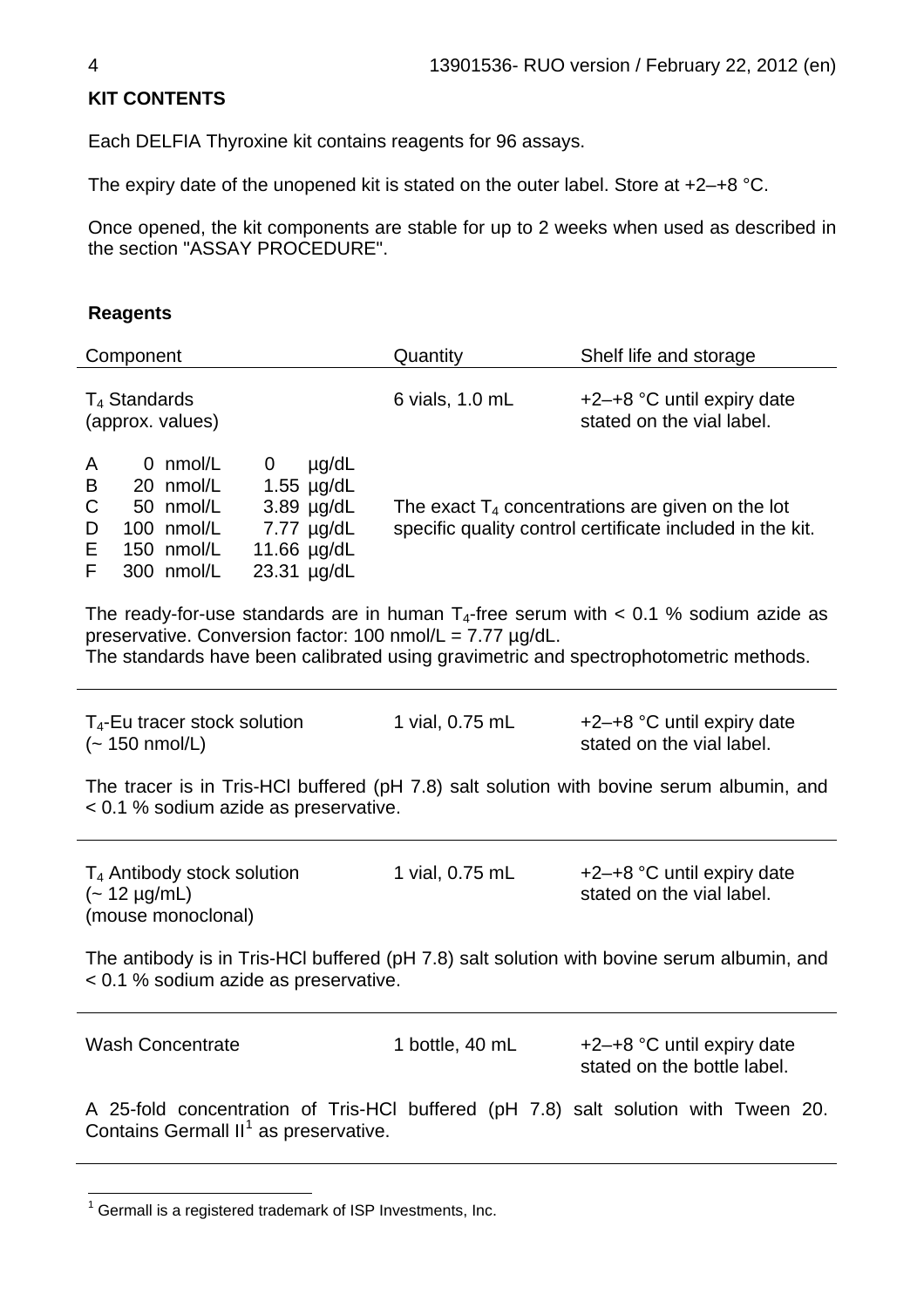## KIT CONTENTS

Each DELFIA Thyroxine kit contains reagents for 96 assays.

The expiry date of the unopened kit is stated on the outer label. Store at +2–+8 °C.

Once opened, the kit components are stable for up to 2 weeks when used as described in the section "ASSAY PROCEDURE".

### Reagents

| Component | Quantity | Shelf life and storage |
|---|---|---|
| $T_4$ Standards (approx. values) | 6 vials, 1.0 mL | +2–+8 °C until expiry date stated on the vial label. |

| | nmol/L | µg/dL |
|---|---|---|
| A | 0 nmol/L | 0 µg/dL |
| B | 20 nmol/L | 1.55 µg/dL |
| C | 50 nmol/L | 3.89 µg/dL |
| D | 100 nmol/L | 7.77 µg/dL |
| E | 150 nmol/L | 11.66 µg/dL |
| F | 300 nmol/L | 23.31 µg/dL |

The exact $T_4$ concentrations are given on the lot specific quality control certificate included in the kit.

The ready-for-use standards are in human $T_4$-free serum with < 0.1 % sodium azide as preservative. Conversion factor: 100 nmol/L = 7.77 µg/dL.
The standards have been calibrated using gravimetric and spectrophotometric methods.

| Component | Quantity | Shelf life and storage |
|---|---|---|
| $T_4$-Eu tracer stock solution (~ 150 nmol/L) | 1 vial, 0.75 mL | +2–+8 °C until expiry date stated on the vial label. |

The tracer is in Tris-HCl buffered (pH 7.8) salt solution with bovine serum albumin, and < 0.1 % sodium azide as preservative.

| Component | Quantity | Shelf life and storage |
|---|---|---|
| $T_4$ Antibody stock solution (~ 12 µg/mL) (mouse monoclonal) | 1 vial, 0.75 mL | +2–+8 °C until expiry date stated on the vial label. |

The antibody is in Tris-HCl buffered (pH 7.8) salt solution with bovine serum albumin, and < 0.1 % sodium azide as preservative.

| Component | Quantity | Shelf life and storage |
|---|---|---|
| Wash Concentrate | 1 bottle, 40 mL | +2–+8 °C until expiry date stated on the bottle label. |

A 25-fold concentration of Tris-HCl buffered (pH 7.8) salt solution with Tween 20. Contains Germall II[1] as preservative.

---

[1] Germall is a registered trademark of ISP Investments, Inc.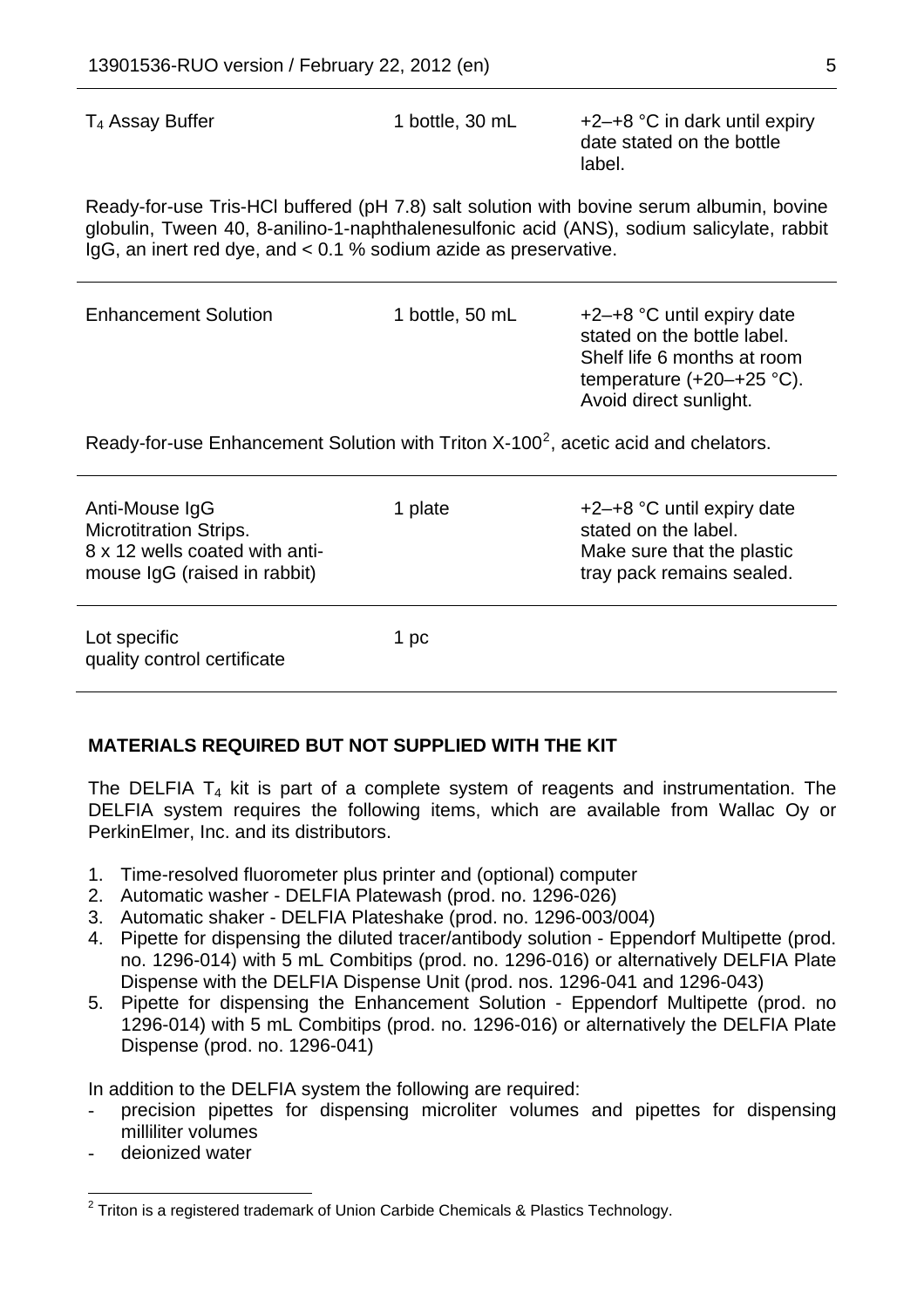| | | |
|---|---|---|
| $T_4$ Assay Buffer | 1 bottle, 30 mL | +2–+8 °C in dark until expiry date stated on the bottle label. |

Ready-for-use Tris-HCl buffered (pH 7.8) salt solution with bovine serum albumin, bovine globulin, Tween 40, 8-anilino-1-naphthalenesulfonic acid (ANS), sodium salicylate, rabbit IgG, an inert red dye, and < 0.1 % sodium azide as preservative.

| | | |
|---|---|---|
| Enhancement Solution | 1 bottle, 50 mL | +2–+8 °C until expiry date stated on the bottle label. Shelf life 6 months at room temperature (+20–+25 °C). Avoid direct sunlight. |

Ready-for-use Enhancement Solution with Triton X-100[2], acetic acid and chelators.

| | | |
|---|---|---|
| Anti-Mouse IgG Microtitration Strips. 8 x 12 wells coated with anti-mouse IgG (raised in rabbit) | 1 plate | +2–+8 °C until expiry date stated on the label. Make sure that the plastic tray pack remains sealed. |
| Lot specific quality control certificate | 1 pc | |

**MATERIALS REQUIRED BUT NOT SUPPLIED WITH THE KIT**

The DELFIA $T_4$ kit is part of a complete system of reagents and instrumentation. The DELFIA system requires the following items, which are available from Wallac Oy or PerkinElmer, Inc. and its distributors.

1. Time-resolved fluorometer plus printer and (optional) computer
2. Automatic washer - DELFIA Platewash (prod. no. 1296-026)
3. Automatic shaker - DELFIA Plateshake (prod. no. 1296-003/004)
4. Pipette for dispensing the diluted tracer/antibody solution - Eppendorf Multipette (prod. no. 1296-014) with 5 mL Combitips (prod. no. 1296-016) or alternatively DELFIA Plate Dispense with the DELFIA Dispense Unit (prod. nos. 1296-041 and 1296-043)
5. Pipette for dispensing the Enhancement Solution - Eppendorf Multipette (prod. no 1296-014) with 5 mL Combitips (prod. no. 1296-016) or alternatively the DELFIA Plate Dispense (prod. no. 1296-041)

In addition to the DELFIA system the following are required:

- precision pipettes for dispensing microliter volumes and pipettes for dispensing milliliter volumes
- deionized water

[2] Triton is a registered trademark of Union Carbide Chemicals & Plastics Technology.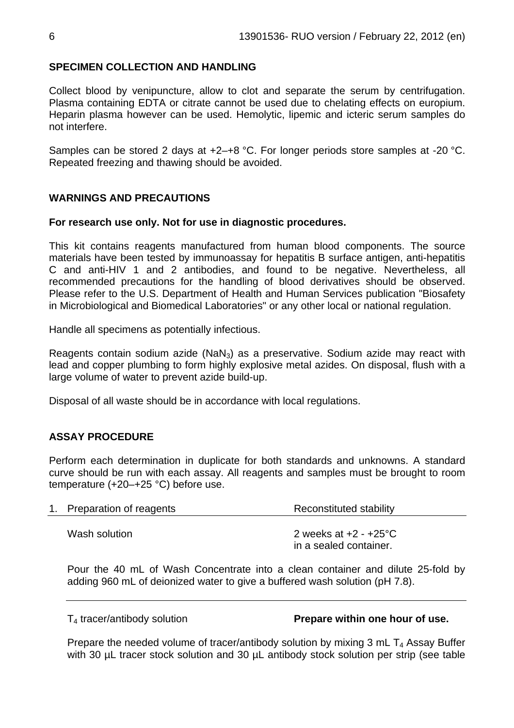## SPECIMEN COLLECTION AND HANDLING

Collect blood by venipuncture, allow to clot and separate the serum by centrifugation. Plasma containing EDTA or citrate cannot be used due to chelating effects on europium. Heparin plasma however can be used. Hemolytic, lipemic and icteric serum samples do not interfere.

Samples can be stored 2 days at +2–+8 °C. For longer periods store samples at -20 °C. Repeated freezing and thawing should be avoided.

## WARNINGS AND PRECAUTIONS

**For research use only. Not for use in diagnostic procedures.**

This kit contains reagents manufactured from human blood components. The source materials have been tested by immunoassay for hepatitis B surface antigen, anti-hepatitis C and anti-HIV 1 and 2 antibodies, and found to be negative. Nevertheless, all recommended precautions for the handling of blood derivatives should be observed. Please refer to the U.S. Department of Health and Human Services publication "Biosafety in Microbiological and Biomedical Laboratories" or any other local or national regulation.

Handle all specimens as potentially infectious.

Reagents contain sodium azide ($NaN_3$) as a preservative. Sodium azide may react with lead and copper plumbing to form highly explosive metal azides. On disposal, flush with a large volume of water to prevent azide build-up.

Disposal of all waste should be in accordance with local regulations.

## ASSAY PROCEDURE

Perform each determination in duplicate for both standards and unknowns. A standard curve should be run with each assay. All reagents and samples must be brought to room temperature (+20–+25 °C) before use.

| 1. Preparation of reagents | Reconstituted stability |
|---|---|
| Wash solution | 2 weeks at +2 - +25°C in a sealed container. |

Pour the 40 mL of Wash Concentrate into a clean container and dilute 25-fold by adding 960 mL of deionized water to give a buffered wash solution (pH 7.8).

---

$T_4$ tracer/antibody solution **Prepare within one hour of use.**

Prepare the needed volume of tracer/antibody solution by mixing 3 mL $T_4$ Assay Buffer with 30 µL tracer stock solution and 30 µL antibody stock solution per strip (see table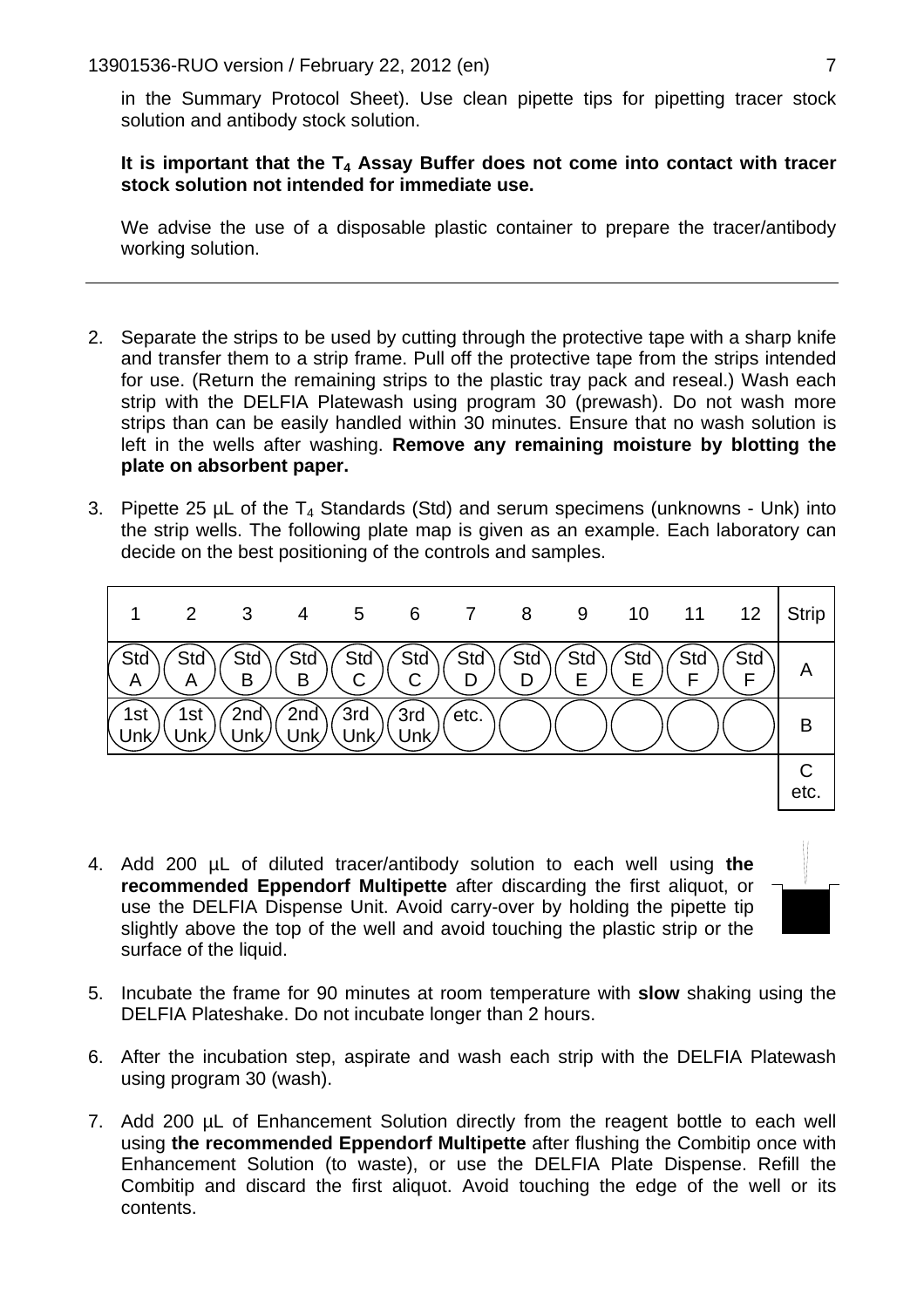in the Summary Protocol Sheet). Use clean pipette tips for pipetting tracer stock solution and antibody stock solution.

**It is important that the $T_4$ Assay Buffer does not come into contact with tracer stock solution not intended for immediate use.**

We advise the use of a disposable plastic container to prepare the tracer/antibody working solution.

---

2. Separate the strips to be used by cutting through the protective tape with a sharp knife and transfer them to a strip frame. Pull off the protective tape from the strips intended for use. (Return the remaining strips to the plastic tray pack and reseal.) Wash each strip with the DELFIA Platewash using program 30 (prewash). Do not wash more strips than can be easily handled within 30 minutes. Ensure that no wash solution is left in the wells after washing. **Remove any remaining moisture by blotting the plate on absorbent paper.**

3. Pipette 25 µL of the $T_4$ Standards (Std) and serum specimens (unknowns - Unk) into the strip wells. The following plate map is given as an example. Each laboratory can decide on the best positioning of the controls and samples.

| 1 | 2 | 3 | 4 | 5 | 6 | 7 | 8 | 9 | 10 | 11 | 12 | Strip |
|---|---|---|---|---|---|---|---|---|---|---|---|---|
| Std A | Std A | Std B | Std B | Std C | Std C | Std D | Std D | Std E | Std E | Std F | Std F | A |
| 1st Unk | 1st Unk | 2nd Unk | 2nd Unk | 3rd Unk | 3rd Unk | etc. | | | | | | B |
| | | | | | | | | | | | | C etc. |

4. Add 200 µL of diluted tracer/antibody solution to each well using **the recommended Eppendorf Multipette** after discarding the first aliquot, or use the DELFIA Dispense Unit. Avoid carry-over by holding the pipette tip slightly above the top of the well and avoid touching the plastic strip or the surface of the liquid.

5. Incubate the frame for 90 minutes at room temperature with **slow** shaking using the DELFIA Plateshake. Do not incubate longer than 2 hours.

6. After the incubation step, aspirate and wash each strip with the DELFIA Platewash using program 30 (wash).

7. Add 200 µL of Enhancement Solution directly from the reagent bottle to each well using **the recommended Eppendorf Multipette** after flushing the Combitip once with Enhancement Solution (to waste), or use the DELFIA Plate Dispense. Refill the Combitip and discard the first aliquot. Avoid touching the edge of the well or its contents.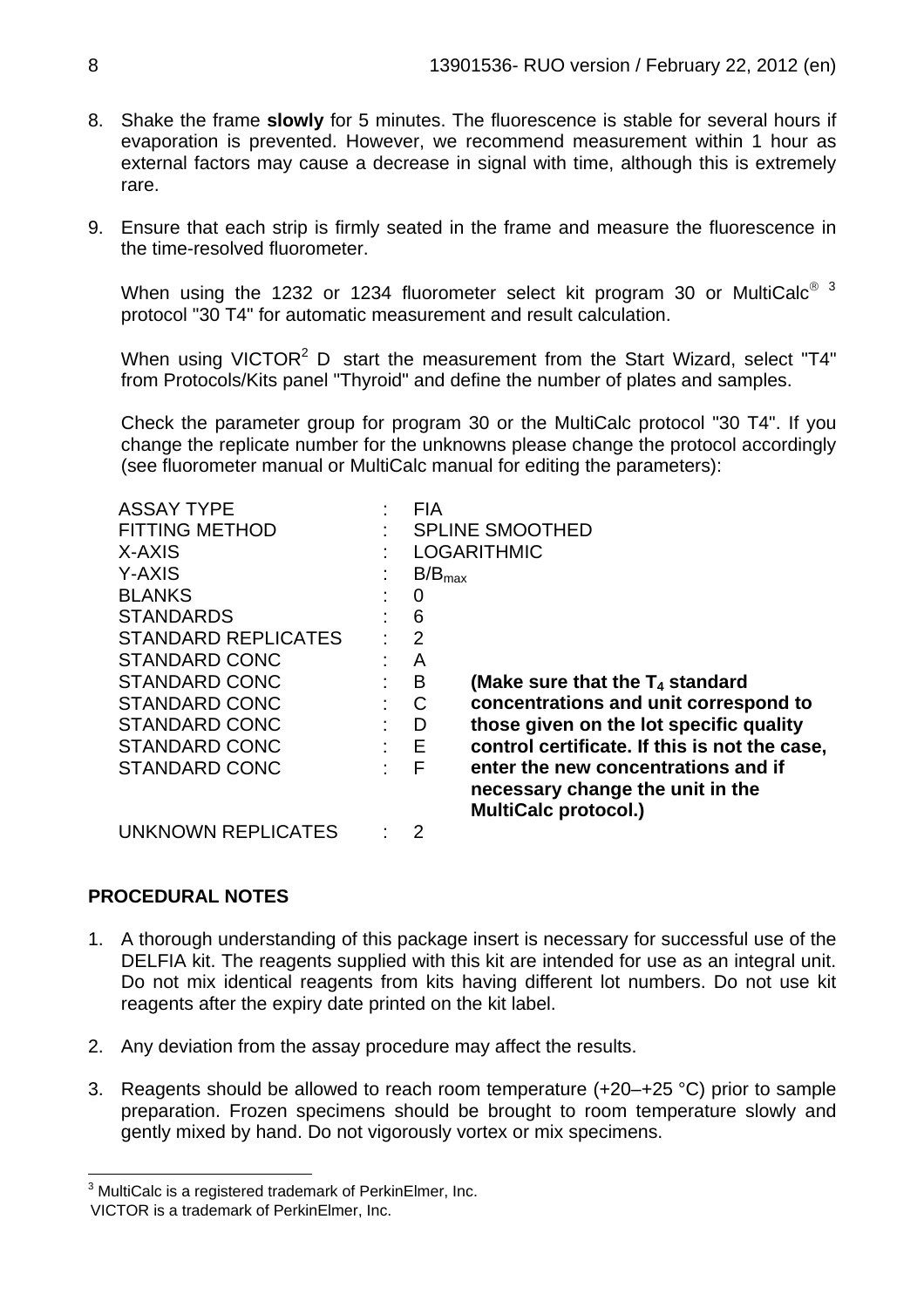8. Shake the frame **slowly** for 5 minutes. The fluorescence is stable for several hours if evaporation is prevented. However, we recommend measurement within 1 hour as external factors may cause a decrease in signal with time, although this is extremely rare.

9. Ensure that each strip is firmly seated in the frame and measure the fluorescence in the time-resolved fluorometer.

   When using the 1232 or 1234 fluorometer select kit program 30 or MultiCalc® [3] protocol "30 T4" for automatic measurement and result calculation.

   When using VICTOR$^2$ D start the measurement from the Start Wizard, select "T4" from Protocols/Kits panel "Thyroid" and define the number of plates and samples.

   Check the parameter group for program 30 or the MultiCalc protocol "30 T4". If you change the replicate number for the unknowns please change the protocol accordingly (see fluorometer manual or MultiCalc manual for editing the parameters):

| | | | |
|---|---|---|---|
| ASSAY TYPE | : | FIA | |
| FITTING METHOD | : | SPLINE SMOOTHED | |
| X-AXIS | : | LOGARITHMIC | |
| Y-AXIS | : | $B/B_{max}$ | |
| BLANKS | : | 0 | |
| STANDARDS | : | 6 | |
| STANDARD REPLICATES | : | 2 | |
| STANDARD CONC | : | A | |
| STANDARD CONC | : | B | **(Make sure that the $T_4$ standard concentrations and unit correspond to those given on the lot specific quality control certificate. If this is not the case, enter the new concentrations and if necessary change the unit in the MultiCalc protocol.)** |
| STANDARD CONC | : | C | |
| STANDARD CONC | : | D | |
| STANDARD CONC | : | E | |
| STANDARD CONC | : | F | |
| UNKNOWN REPLICATES | : | 2 | |

## PROCEDURAL NOTES

1. A thorough understanding of this package insert is necessary for successful use of the DELFIA kit. The reagents supplied with this kit are intended for use as an integral unit. Do not mix identical reagents from kits having different lot numbers. Do not use kit reagents after the expiry date printed on the kit label.

2. Any deviation from the assay procedure may affect the results.

3. Reagents should be allowed to reach room temperature (+20–+25 °C) prior to sample preparation. Frozen specimens should be brought to room temperature slowly and gently mixed by hand. Do not vigorously vortex or mix specimens.

---

[3] MultiCalc is a registered trademark of PerkinElmer, Inc.
VICTOR is a trademark of PerkinElmer, Inc.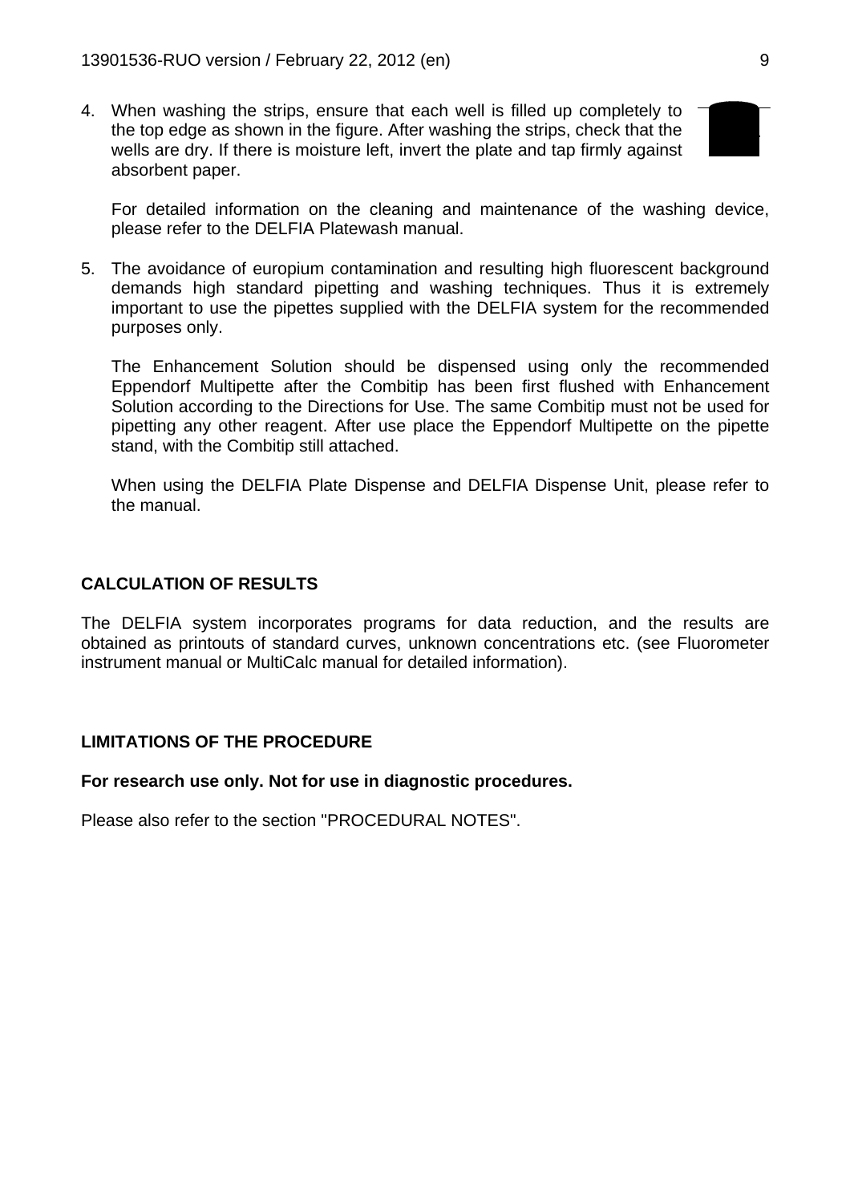4. When washing the strips, ensure that each well is filled up completely to the top edge as shown in the figure. After washing the strips, check that the wells are dry. If there is moisture left, invert the plate and tap firmly against absorbent paper.

   For detailed information on the cleaning and maintenance of the washing device, please refer to the DELFIA Platewash manual.

5. The avoidance of europium contamination and resulting high fluorescent background demands high standard pipetting and washing techniques. Thus it is extremely important to use the pipettes supplied with the DELFIA system for the recommended purposes only.

   The Enhancement Solution should be dispensed using only the recommended Eppendorf Multipette after the Combitip has been first flushed with Enhancement Solution according to the Directions for Use. The same Combitip must not be used for pipetting any other reagent. After use place the Eppendorf Multipette on the pipette stand, with the Combitip still attached.

   When using the DELFIA Plate Dispense and DELFIA Dispense Unit, please refer to the manual.

## CALCULATION OF RESULTS

The DELFIA system incorporates programs for data reduction, and the results are obtained as printouts of standard curves, unknown concentrations etc. (see Fluorometer instrument manual or MultiCalc manual for detailed information).

## LIMITATIONS OF THE PROCEDURE

**For research use only. Not for use in diagnostic procedures.**

Please also refer to the section "PROCEDURAL NOTES".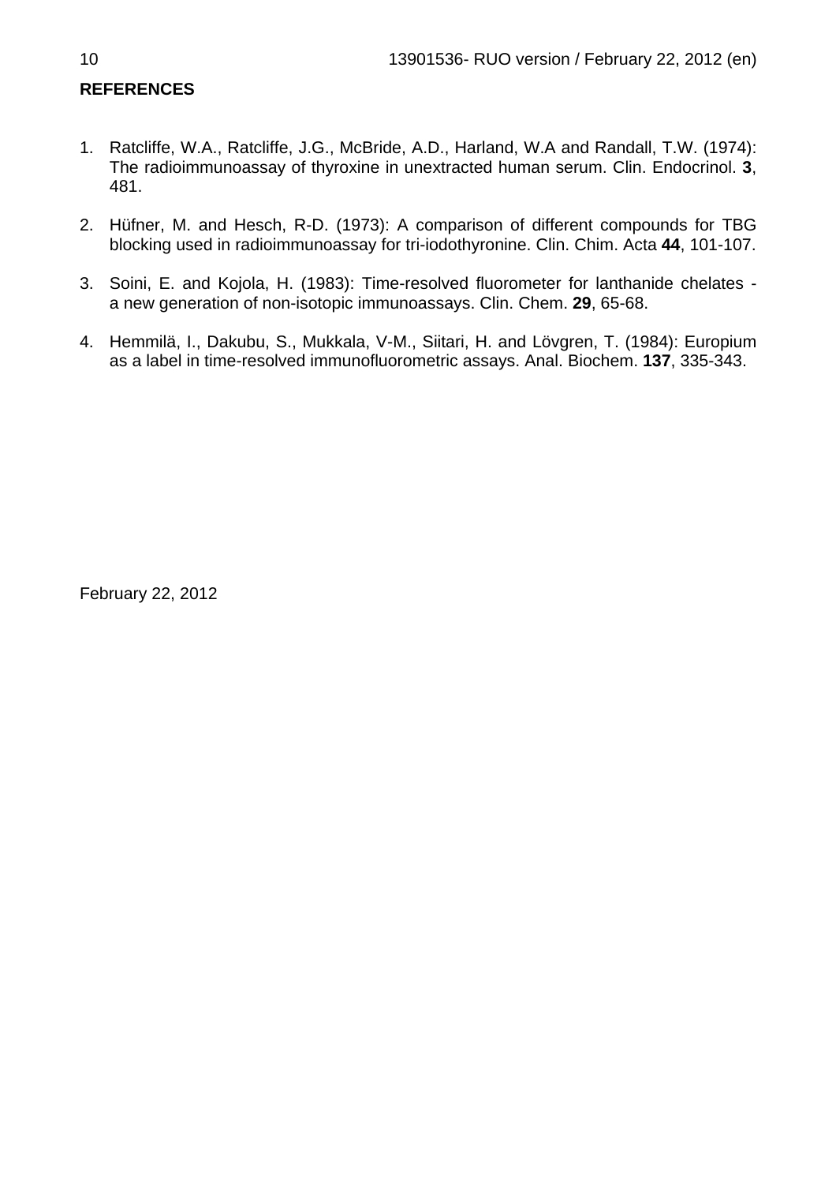**REFERENCES**

1. Ratcliffe, W.A., Ratcliffe, J.G., McBride, A.D., Harland, W.A and Randall, T.W. (1974): The radioimmunoassay of thyroxine in unextracted human serum. Clin. Endocrinol. **3**, 481.

2. Hüfner, M. and Hesch, R-D. (1973): A comparison of different compounds for TBG blocking used in radioimmunoassay for tri-iodothyronine. Clin. Chim. Acta **44**, 101-107.

3. Soini, E. and Kojola, H. (1983): Time-resolved fluorometer for lanthanide chelates - a new generation of non-isotopic immunoassays. Clin. Chem. **29**, 65-68.

4. Hemmilä, I., Dakubu, S., Mukkala, V-M., Siitari, H. and Lövgren, T. (1984): Europium as a label in time-resolved immunofluorometric assays. Anal. Biochem. **137**, 335-343.

February 22, 2012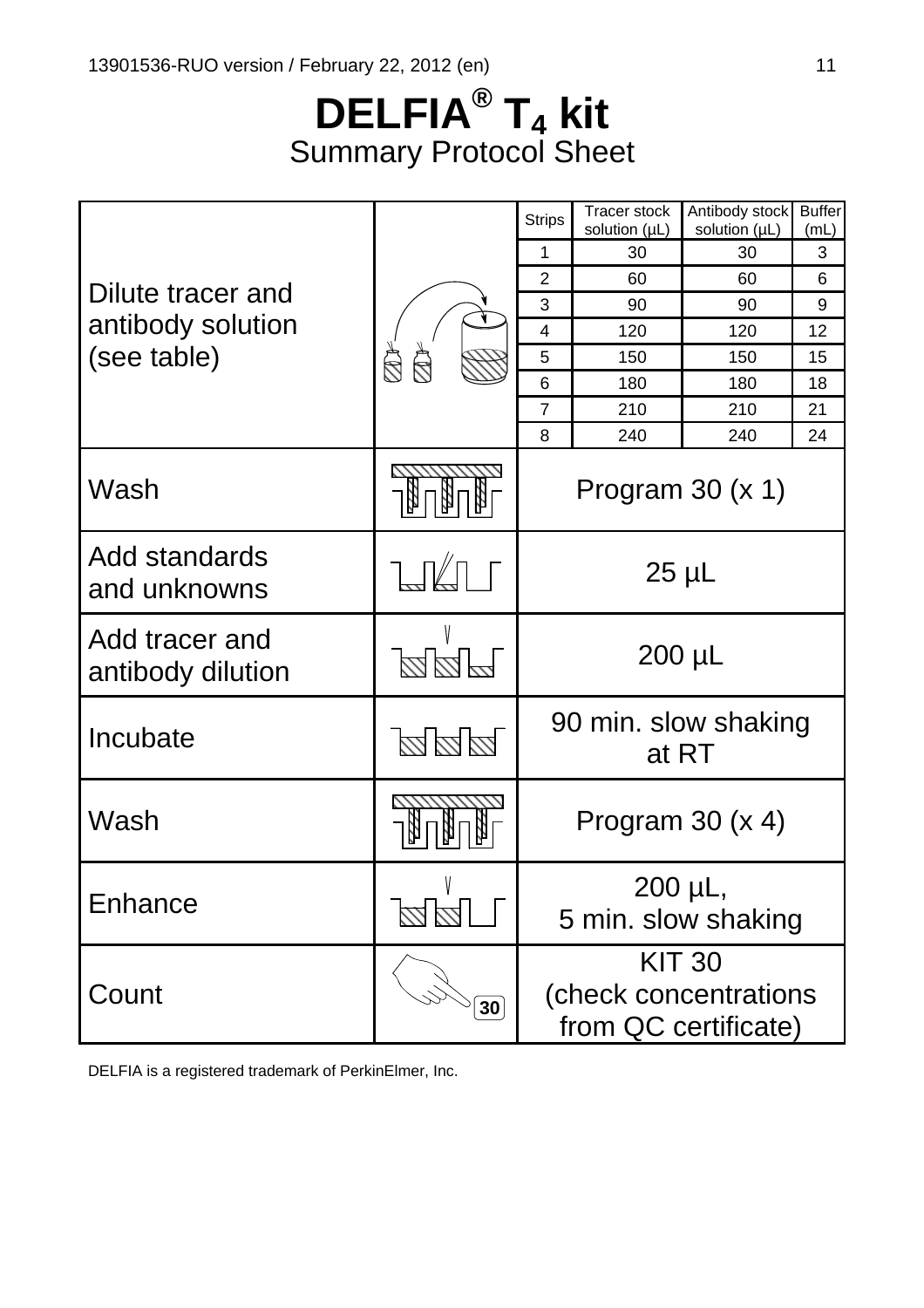# DELFIA® $T_4$ kit

## Summary Protocol Sheet

| | | |
|---|---|---|
| Dilute tracer and antibody solution (see table) | | (see dilution table below) |
| Wash | | Program 30 (x 1) |
| Add standards and unknowns | | 25 µL |
| Add tracer and antibody dilution | | 200 µL |
| Incubate | | 90 min. slow shaking at RT |
| Wash | | Program 30 (x 4) |
| Enhance | | 200 µL, 5 min. slow shaking |
| Count | 30 | KIT 30 (check concentrations from QC certificate) |

| Strips | Tracer stock solution (µL) | Antibody stock solution (µL) | Buffer (mL) |
|---|---|---|---|
| 1 | 30 | 30 | 3 |
| 2 | 60 | 60 | 6 |
| 3 | 90 | 90 | 9 |
| 4 | 120 | 120 | 12 |
| 5 | 150 | 150 | 15 |
| 6 | 180 | 180 | 18 |
| 7 | 210 | 210 | 21 |
| 8 | 240 | 240 | 24 |

DELFIA is a registered trademark of PerkinElmer, Inc.